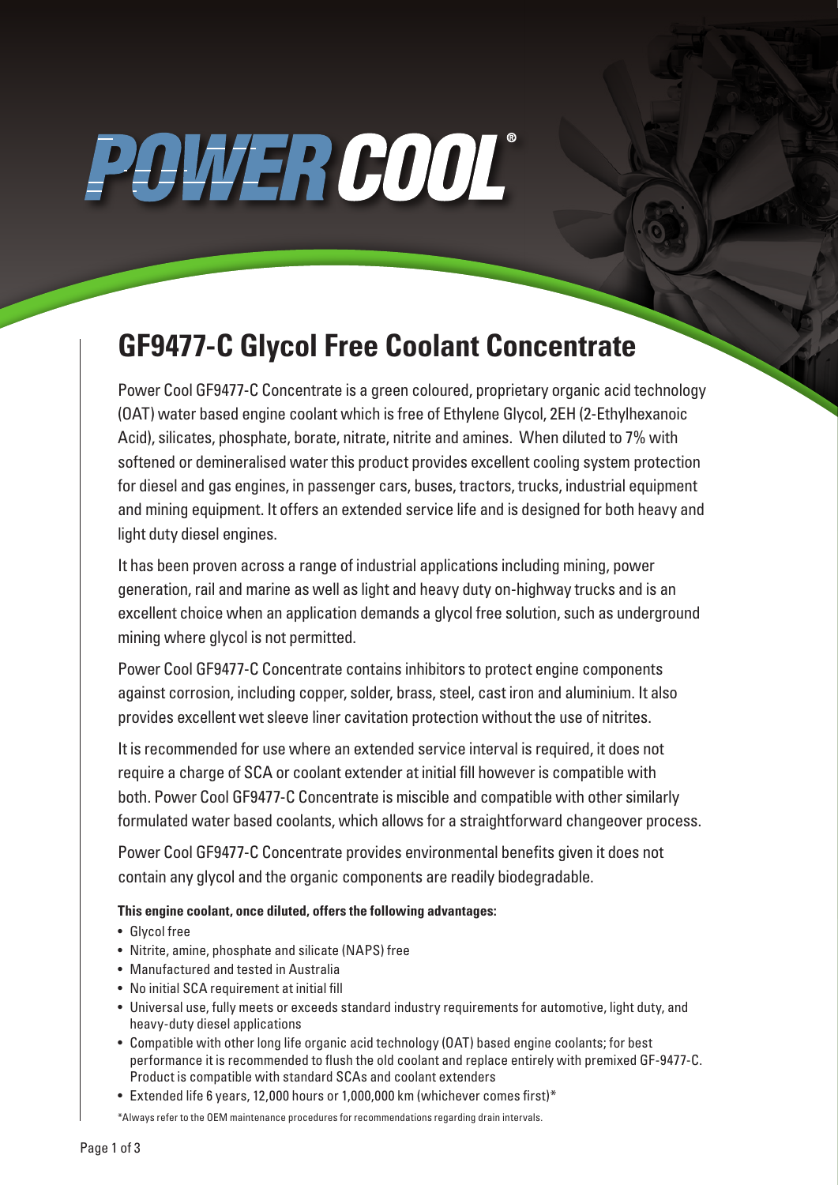# POWER COOL®

## GF9477-C Glycol Free Coolant Concentrate

Power Cool GF9477-C Concentrate is a green coloured, proprietary organic acid technology (OAT) water based engine coolant which is free of Ethylene Glycol, 2EH (2-Ethylhexanoic Acid), silicates, phosphate, borate, nitrate, nitrite and amines. When diluted to 7% with softened or demineralised water this product provides excellent cooling system protection for diesel and gas engines, in passenger cars, buses, tractors, trucks, industrial equipment and mining equipment. It offers an extended service life and is designed for both heavy and light duty diesel engines.

It has been proven across a range of industrial applications including mining, power generation, rail and marine as well as light and heavy duty on-highway trucks and is an excellent choice when an application demands a glycol free solution, such as underground mining where glycol is not permitted.

Power Cool GF9477-C Concentrate contains inhibitors to protect engine components against corrosion, including copper, solder, brass, steel, cast iron and aluminium. It also provides excellent wet sleeve liner cavitation protection without the use of nitrites.

It is recommended for use where an extended service interval is required, it does not require a charge of SCA or coolant extender at initial fill however is compatible with both. Power Cool GF9477-C Concentrate is miscible and compatible with other similarly formulated water based coolants, which allows for a straightforward changeover process.

Power Cool GF9477-C Concentrate provides environmental benefits given it does not contain any glycol and the organic components are readily biodegradable.

**This engine coolant, once diluted, offers the following advantages:**

- Glycol free
- Nitrite, amine, phosphate and silicate (NAPS) free
- Manufactured and tested in Australia
- No initial SCA requirement at initial fill
- Universal use, fully meets or exceeds standard industry requirements for automotive, light duty, and heavy-duty diesel applications
- Compatible with other long life organic acid technology (OAT) based engine coolants; for best performance it is recommended to flush the old coolant and replace entirely with premixed GF-9477-C. Product is compatible with standard SCAs and coolant extenders
- Extended life 6 years, 12,000 hours or 1,000,000 km (whichever comes first)*

*Always refer to the OEM maintenance procedures for recommendations regarding drain intervals.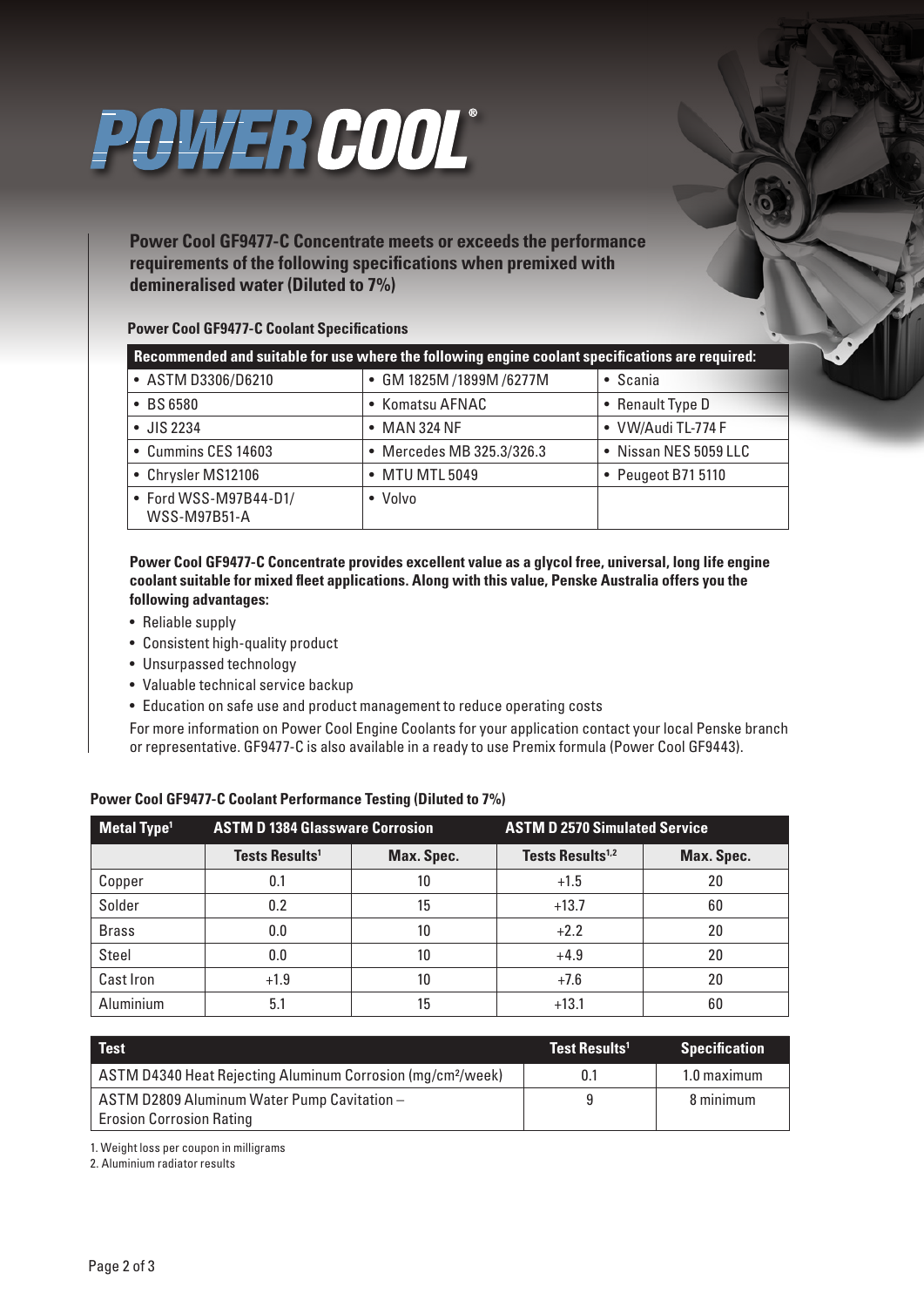# POWER COOL®

**Power Cool GF9477-C Concentrate meets or exceeds the performance requirements of the following specifications when premixed with demineralised water (Diluted to 7%)**

**Power Cool GF9477-C Coolant Specifications**

| Recommended and suitable for use where the following engine coolant specifications are required: | | |
|---|---|---|
| • ASTM D3306/D6210 | • GM 1825M /1899M /6277M | • Scania |
| • BS 6580 | • Komatsu AFNAC | • Renault Type D |
| • JIS 2234 | • MAN 324 NF | • VW/Audi TL-774 F |
| • Cummins CES 14603 | • Mercedes MB 325.3/326.3 | • Nissan NES 5059 LLC |
| • Chrysler MS12106 | • MTU MTL 5049 | • Peugeot B71 5110 |
| • Ford WSS-M97B44-D1/ WSS-M97B51-A | • Volvo | |

**Power Cool GF9477-C Concentrate provides excellent value as a glycol free, universal, long life engine coolant suitable for mixed fleet applications. Along with this value, Penske Australia offers you the following advantages:**

- Reliable supply
- Consistent high-quality product
- Unsurpassed technology
- Valuable technical service backup
- Education on safe use and product management to reduce operating costs

For more information on Power Cool Engine Coolants for your application contact your local Penske branch or representative. GF9477-C is also available in a ready to use Premix formula (Power Cool GF9443).

**Power Cool GF9477-C Coolant Performance Testing (Diluted to 7%)**

| Metal Type[1] | ASTM D 1384 Glassware Corrosion | | ASTM D 2570 Simulated Service | |
|---|---|---|---|---|
| | Tests Results[1] | Max. Spec. | Tests Results[1,2] | Max. Spec. |
| Copper | 0.1 | 10 | +1.5 | 20 |
| Solder | 0.2 | 15 | +13.7 | 60 |
| Brass | 0.0 | 10 | +2.2 | 20 |
| Steel | 0.0 | 10 | +4.9 | 20 |
| Cast Iron | +1.9 | 10 | +7.6 | 20 |
| Aluminium | 5.1 | 15 | +13.1 | 60 |

| Test | Test Results[1] | Specification |
|---|---|---|
| ASTM D4340 Heat Rejecting Aluminum Corrosion (mg/cm²/week) | 0.1 | 1.0 maximum |
| ASTM D2809 Aluminum Water Pump Cavitation – Erosion Corrosion Rating | 9 | 8 minimum |

1. Weight loss per coupon in milligrams
2. Aluminium radiator results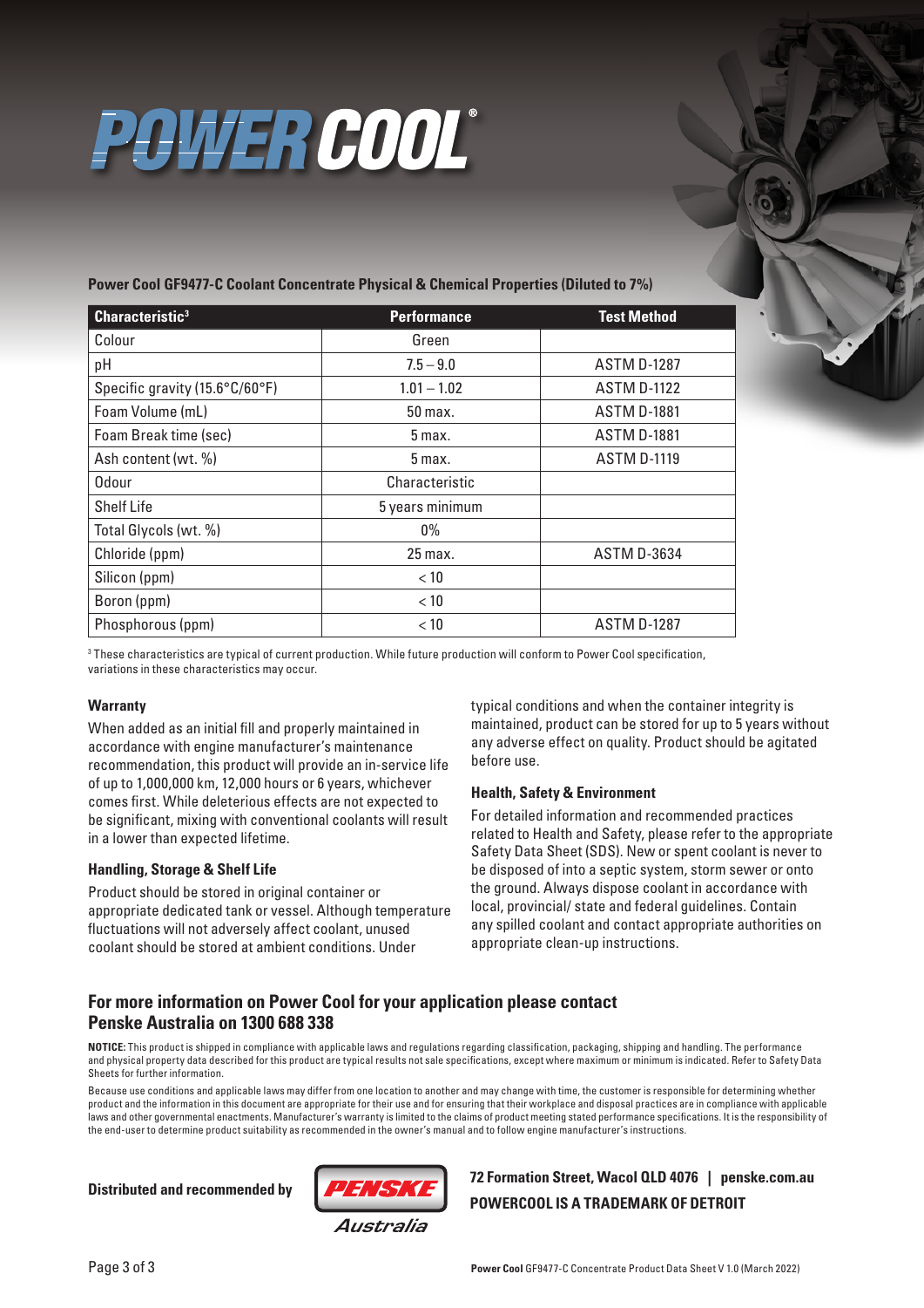# POWER COOL®

**Power Cool GF9477-C Coolant Concentrate Physical & Chemical Properties (Diluted to 7%)**

| Characteristic[3] | Performance | Test Method |
|---|---|---|
| Colour | Green | |
| pH | 7.5 – 9.0 | ASTM D-1287 |
| Specific gravity (15.6°C/60°F) | 1.01 – 1.02 | ASTM D-1122 |
| Foam Volume (mL) | 50 max. | ASTM D-1881 |
| Foam Break time (sec) | 5 max. | ASTM D-1881 |
| Ash content (wt. %) | 5 max. | ASTM D-1119 |
| Odour | Characteristic | |
| Shelf Life | 5 years minimum | |
| Total Glycols (wt. %) | 0% | |
| Chloride (ppm) | 25 max. | ASTM D-3634 |
| Silicon (ppm) | < 10 | |
| Boron (ppm) | < 10 | |
| Phosphorous (ppm) | < 10 | ASTM D-1287 |

[3] These characteristics are typical of current production. While future production will conform to Power Cool specification, variations in these characteristics may occur.

### Warranty

When added as an initial fill and properly maintained in accordance with engine manufacturer's maintenance recommendation, this product will provide an in-service life of up to 1,000,000 km, 12,000 hours or 6 years, whichever comes first. While deleterious effects are not expected to be significant, mixing with conventional coolants will result in a lower than expected lifetime.

### Handling, Storage & Shelf Life

Product should be stored in original container or appropriate dedicated tank or vessel. Although temperature fluctuations will not adversely affect coolant, unused coolant should be stored at ambient conditions. Under typical conditions and when the container integrity is maintained, product can be stored for up to 5 years without any adverse effect on quality. Product should be agitated before use.

### Health, Safety & Environment

For detailed information and recommended practices related to Health and Safety, please refer to the appropriate Safety Data Sheet (SDS). New or spent coolant is never to be disposed of into a septic system, storm sewer or onto the ground. Always dispose coolant in accordance with local, provincial/ state and federal guidelines. Contain any spilled coolant and contact appropriate authorities on appropriate clean-up instructions.

## For more information on Power Cool for your application please contact Penske Australia on 1300 688 338

**NOTICE:** This product is shipped in compliance with applicable laws and regulations regarding classification, packaging, shipping and handling. The performance and physical property data described for this product are typical results not sale specifications, except where maximum or minimum is indicated. Refer to Safety Data Sheets for further information.

Because use conditions and applicable laws may differ from one location to another and may change with time, the customer is responsible for determining whether product and the information in this document are appropriate for their use and for ensuring that their workplace and disposal practices are in compliance with applicable laws and other governmental enactments. Manufacturer's warranty is limited to the claims of product meeting stated performance specifications. It is the responsibility of the end-user to determine product suitability as recommended in the owner's manual and to follow engine manufacturer's instructions.

**Distributed and recommended by** PENSKE Australia

**72 Formation Street, Wacol QLD 4076 | penske.com.au**

**POWERCOOL IS A TRADEMARK OF DETROIT**

**Power Cool** GF9477-C Concentrate Product Data Sheet V 1.0 (March 2022)